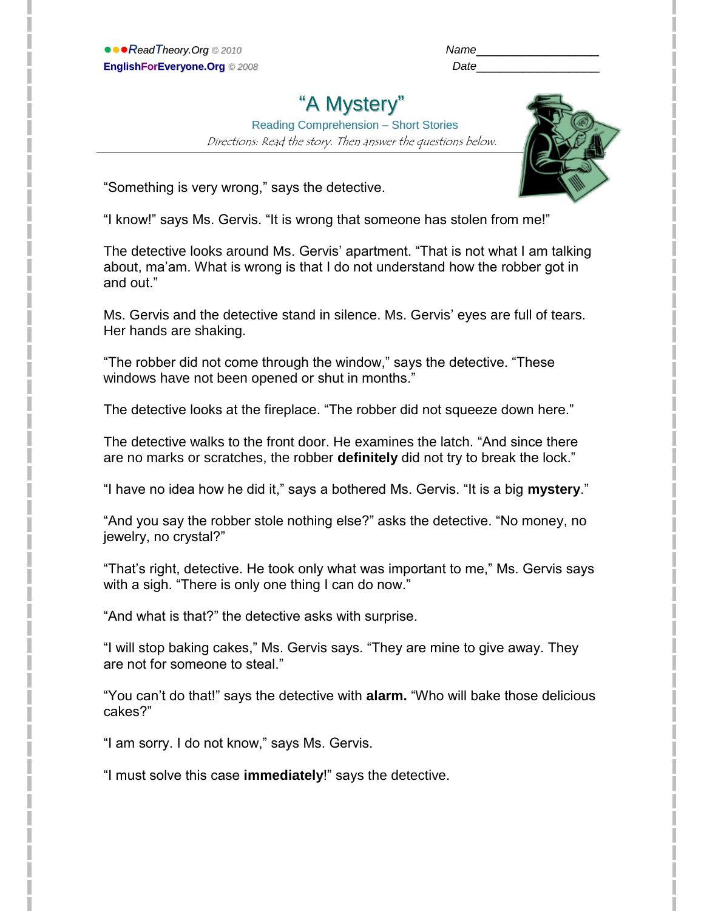ReadTheory.Org © 2010
EnglishForEveryone.Org © 2008

Name__________________
Date__________________

# "A Mystery"

Reading Comprehension – Short Stories

*Directions: Read the story. Then answer the questions below.*

"Something is very wrong," says the detective.

"I know!" says Ms. Gervis. "It is wrong that someone has stolen from me!"

The detective looks around Ms. Gervis' apartment. "That is not what I am talking about, ma'am. What is wrong is that I do not understand how the robber got in and out."

Ms. Gervis and the detective stand in silence. Ms. Gervis' eyes are full of tears. Her hands are shaking.

"The robber did not come through the window," says the detective. "These windows have not been opened or shut in months."

The detective looks at the fireplace. "The robber did not squeeze down here."

The detective walks to the front door. He examines the latch. "And since there are no marks or scratches, the robber **definitely** did not try to break the lock."

"I have no idea how he did it," says a bothered Ms. Gervis. "It is a big **mystery**."

"And you say the robber stole nothing else?" asks the detective. "No money, no jewelry, no crystal?"

"That's right, detective. He took only what was important to me," Ms. Gervis says with a sigh. "There is only one thing I can do now."

"And what is that?" the detective asks with surprise.

"I will stop baking cakes," Ms. Gervis says. "They are mine to give away. They are not for someone to steal."

"You can't do that!" says the detective with **alarm.** "Who will bake those delicious cakes?"

"I am sorry. I do not know," says Ms. Gervis.

"I must solve this case **immediately**!" says the detective.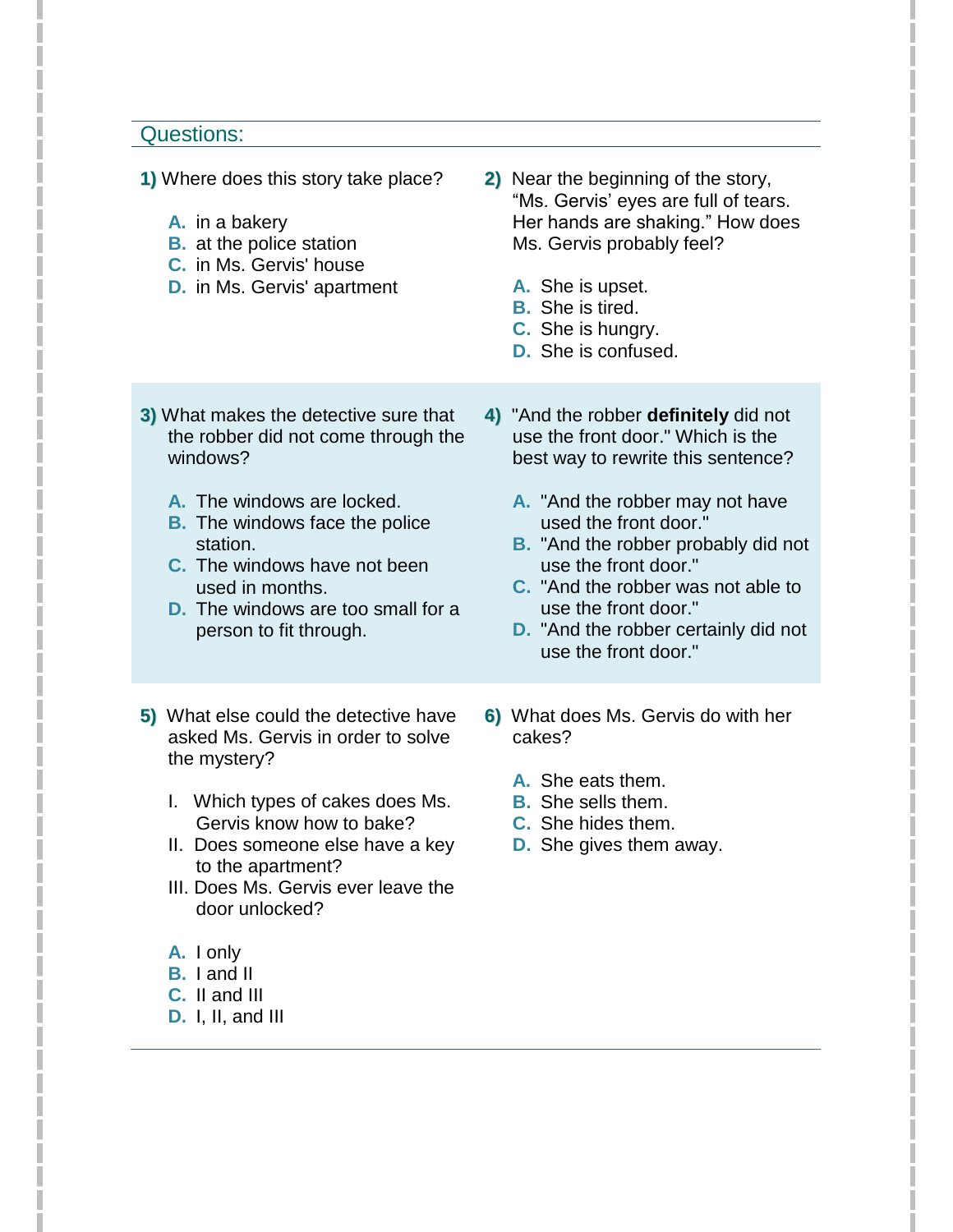## Questions:

**1)** Where does this story take place?

- **A.** in a bakery
- **B.** at the police station
- **C.** in Ms. Gervis' house
- **D.** in Ms. Gervis' apartment

**2)** Near the beginning of the story, "Ms. Gervis' eyes are full of tears. Her hands are shaking." How does Ms. Gervis probably feel?

- **A.** She is upset.
- **B.** She is tired.
- **C.** She is hungry.
- **D.** She is confused.

**3)** What makes the detective sure that the robber did not come through the windows?

- **A.** The windows are locked.
- **B.** The windows face the police station.
- **C.** The windows have not been used in months.
- **D.** The windows are too small for a person to fit through.

**4)** "And the robber **definitely** did not use the front door." Which is the best way to rewrite this sentence?

- **A.** "And the robber may not have used the front door."
- **B.** "And the robber probably did not use the front door."
- **C.** "And the robber was not able to use the front door."
- **D.** "And the robber certainly did not use the front door."

**5)** What else could the detective have asked Ms. Gervis in order to solve the mystery?

I. Which types of cakes does Ms. Gervis know how to bake?
II. Does someone else have a key to the apartment?
III. Does Ms. Gervis ever leave the door unlocked?

- **A.** I only
- **B.** I and II
- **C.** II and III
- **D.** I, II, and III

**6)** What does Ms. Gervis do with her cakes?

- **A.** She eats them.
- **B.** She sells them.
- **C.** She hides them.
- **D.** She gives them away.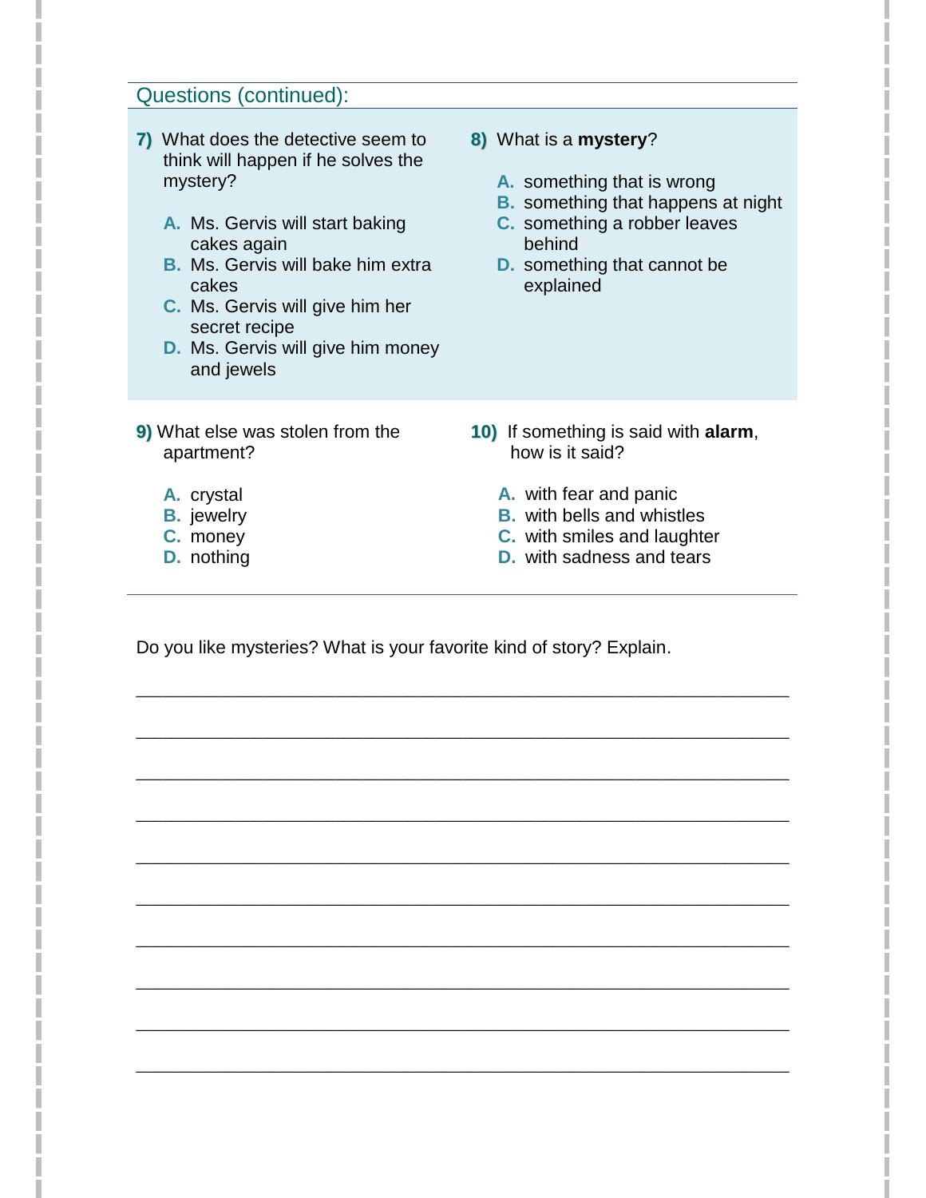## Questions (continued):

**7)** What does the detective seem to think will happen if he solves the mystery?

- **A.** Ms. Gervis will start baking cakes again
- **B.** Ms. Gervis will bake him extra cakes
- **C.** Ms. Gervis will give him her secret recipe
- **D.** Ms. Gervis will give him money and jewels

**8)** What is a **mystery**?

- **A.** something that is wrong
- **B.** something that happens at night
- **C.** something a robber leaves behind
- **D.** something that cannot be explained

**9)** What else was stolen from the apartment?

- **A.** crystal
- **B.** jewelry
- **C.** money
- **D.** nothing

**10)** If something is said with **alarm**, how is it said?

- **A.** with fear and panic
- **B.** with bells and whistles
- **C.** with smiles and laughter
- **D.** with sadness and tears

---

Do you like mysteries? What is your favorite kind of story? Explain.

______________________________________________________________________

______________________________________________________________________

______________________________________________________________________

______________________________________________________________________

______________________________________________________________________

______________________________________________________________________

______________________________________________________________________

______________________________________________________________________

______________________________________________________________________

______________________________________________________________________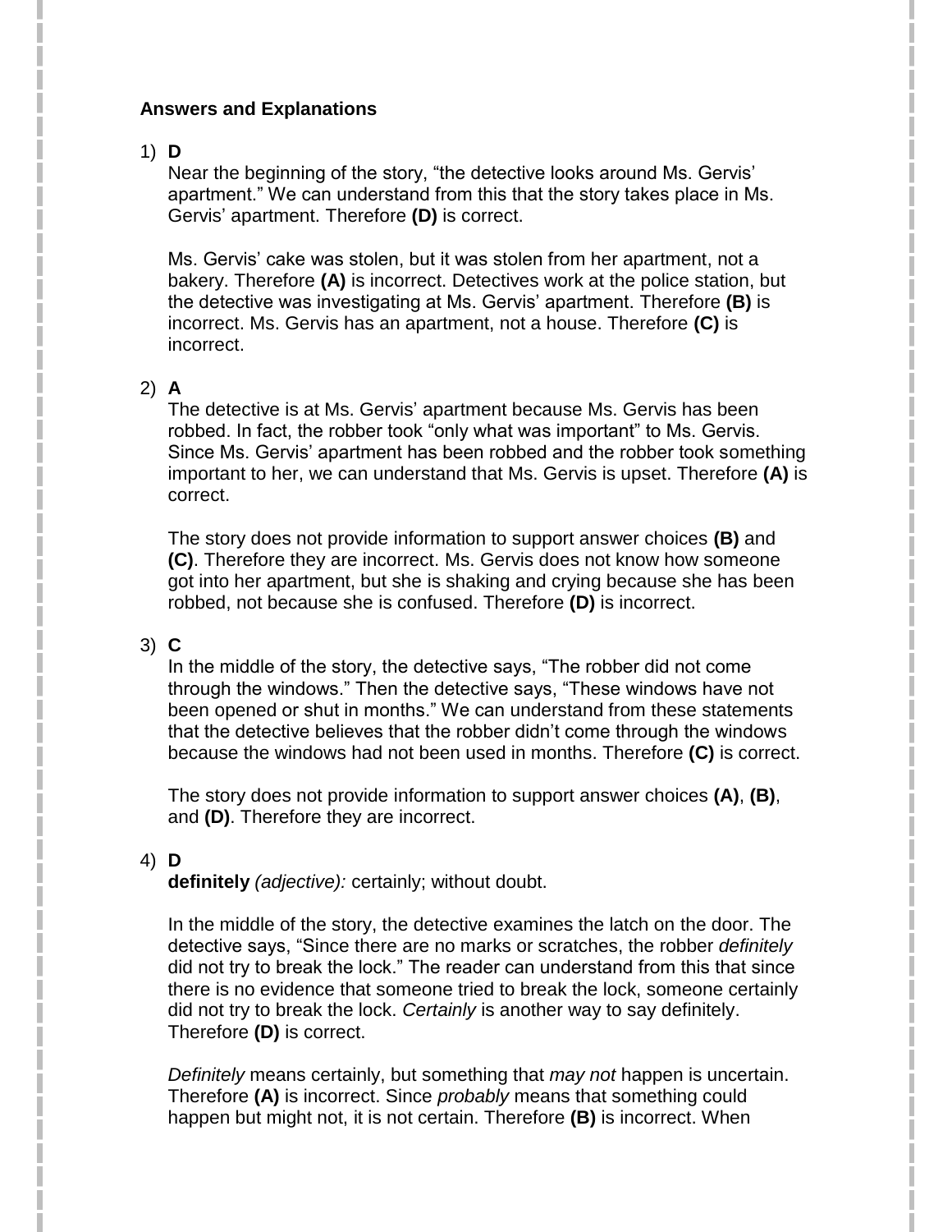**Answers and Explanations**

1) **D**

Near the beginning of the story, “the detective looks around Ms. Gervis’ apartment.” We can understand from this that the story takes place in Ms. Gervis’ apartment. Therefore **(D)** is correct.

Ms. Gervis’ cake was stolen, but it was stolen from her apartment, not a bakery. Therefore **(A)** is incorrect. Detectives work at the police station, but the detective was investigating at Ms. Gervis’ apartment. Therefore **(B)** is incorrect. Ms. Gervis has an apartment, not a house. Therefore **(C)** is incorrect.

2) **A**

The detective is at Ms. Gervis’ apartment because Ms. Gervis has been robbed. In fact, the robber took “only what was important” to Ms. Gervis. Since Ms. Gervis’ apartment has been robbed and the robber took something important to her, we can understand that Ms. Gervis is upset. Therefore **(A)** is correct.

The story does not provide information to support answer choices **(B)** and **(C)**. Therefore they are incorrect. Ms. Gervis does not know how someone got into her apartment, but she is shaking and crying because she has been robbed, not because she is confused. Therefore **(D)** is incorrect.

3) **C**

In the middle of the story, the detective says, “The robber did not come through the windows.” Then the detective says, “These windows have not been opened or shut in months.” We can understand from these statements that the detective believes that the robber didn’t come through the windows because the windows had not been used in months. Therefore **(C)** is correct.

The story does not provide information to support answer choices **(A)**, **(B)**, and **(D)**. Therefore they are incorrect.

4) **D**

**definitely** *(adjective):* certainly; without doubt.

In the middle of the story, the detective examines the latch on the door. The detective says, “Since there are no marks or scratches, the robber *definitely* did not try to break the lock.” The reader can understand from this that since there is no evidence that someone tried to break the lock, someone certainly did not try to break the lock. *Certainly* is another way to say definitely. Therefore **(D)** is correct.

*Definitely* means certainly, but something that *may not* happen is uncertain. Therefore **(A)** is incorrect. Since *probably* means that something could happen but might not, it is not certain. Therefore **(B)** is incorrect. When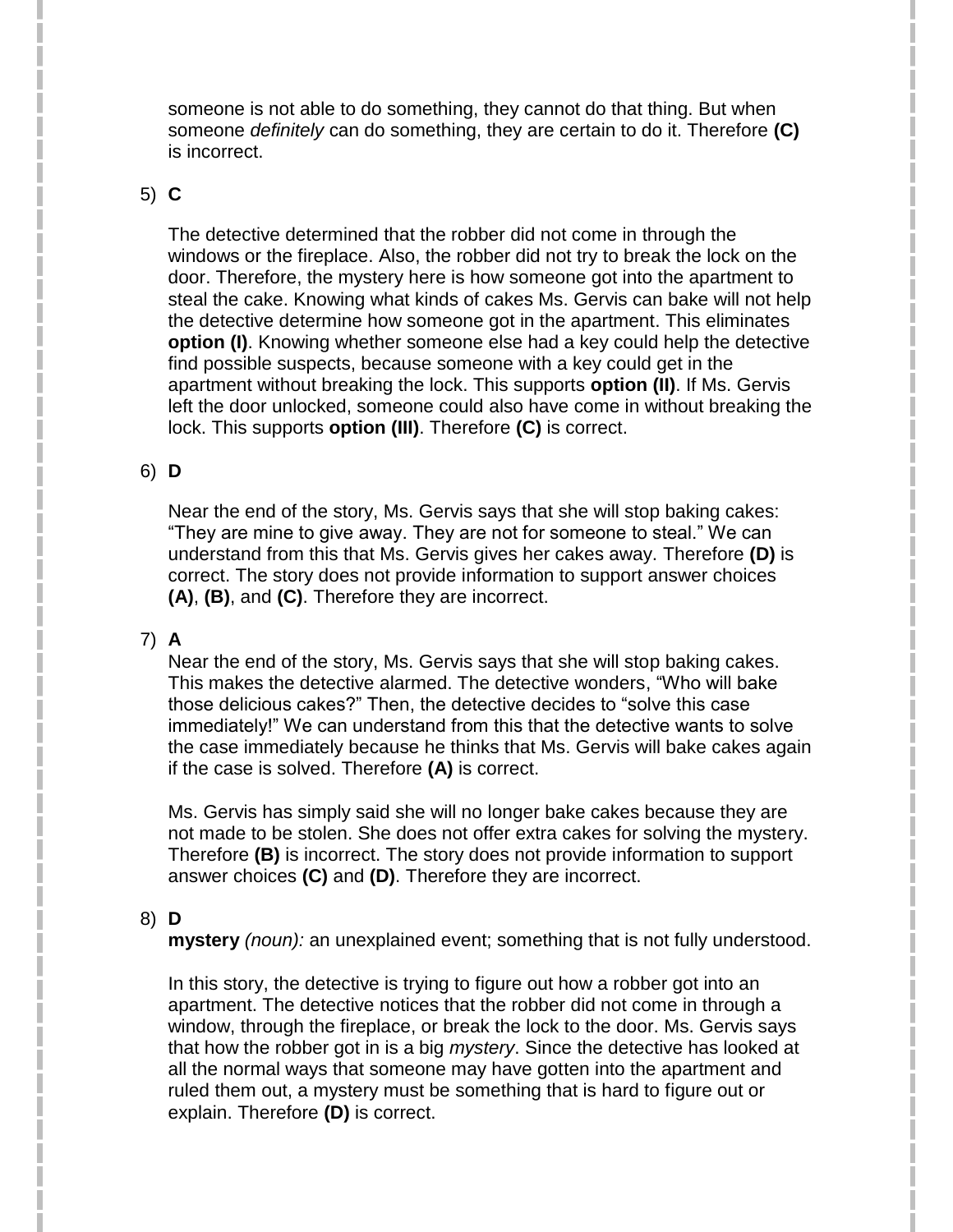someone is not able to do something, they cannot do that thing. But when someone *definitely* can do something, they are certain to do it. Therefore **(C)** is incorrect.

5) **C**

The detective determined that the robber did not come in through the windows or the fireplace. Also, the robber did not try to break the lock on the door. Therefore, the mystery here is how someone got into the apartment to steal the cake. Knowing what kinds of cakes Ms. Gervis can bake will not help the detective determine how someone got in the apartment. This eliminates **option (I)**. Knowing whether someone else had a key could help the detective find possible suspects, because someone with a key could get in the apartment without breaking the lock. This supports **option (II)**. If Ms. Gervis left the door unlocked, someone could also have come in without breaking the lock. This supports **option (III)**. Therefore **(C)** is correct.

6) **D**

Near the end of the story, Ms. Gervis says that she will stop baking cakes: "They are mine to give away. They are not for someone to steal." We can understand from this that Ms. Gervis gives her cakes away. Therefore **(D)** is correct. The story does not provide information to support answer choices **(A)**, **(B)**, and **(C)**. Therefore they are incorrect.

7) **A**

Near the end of the story, Ms. Gervis says that she will stop baking cakes. This makes the detective alarmed. The detective wonders, "Who will bake those delicious cakes?" Then, the detective decides to "solve this case immediately!" We can understand from this that the detective wants to solve the case immediately because he thinks that Ms. Gervis will bake cakes again if the case is solved. Therefore **(A)** is correct.

Ms. Gervis has simply said she will no longer bake cakes because they are not made to be stolen. She does not offer extra cakes for solving the mystery. Therefore **(B)** is incorrect. The story does not provide information to support answer choices **(C)** and **(D)**. Therefore they are incorrect.

8) **D**

**mystery** *(noun):* an unexplained event; something that is not fully understood.

In this story, the detective is trying to figure out how a robber got into an apartment. The detective notices that the robber did not come in through a window, through the fireplace, or break the lock to the door. Ms. Gervis says that how the robber got in is a big *mystery*. Since the detective has looked at all the normal ways that someone may have gotten into the apartment and ruled them out, a mystery must be something that is hard to figure out or explain. Therefore **(D)** is correct.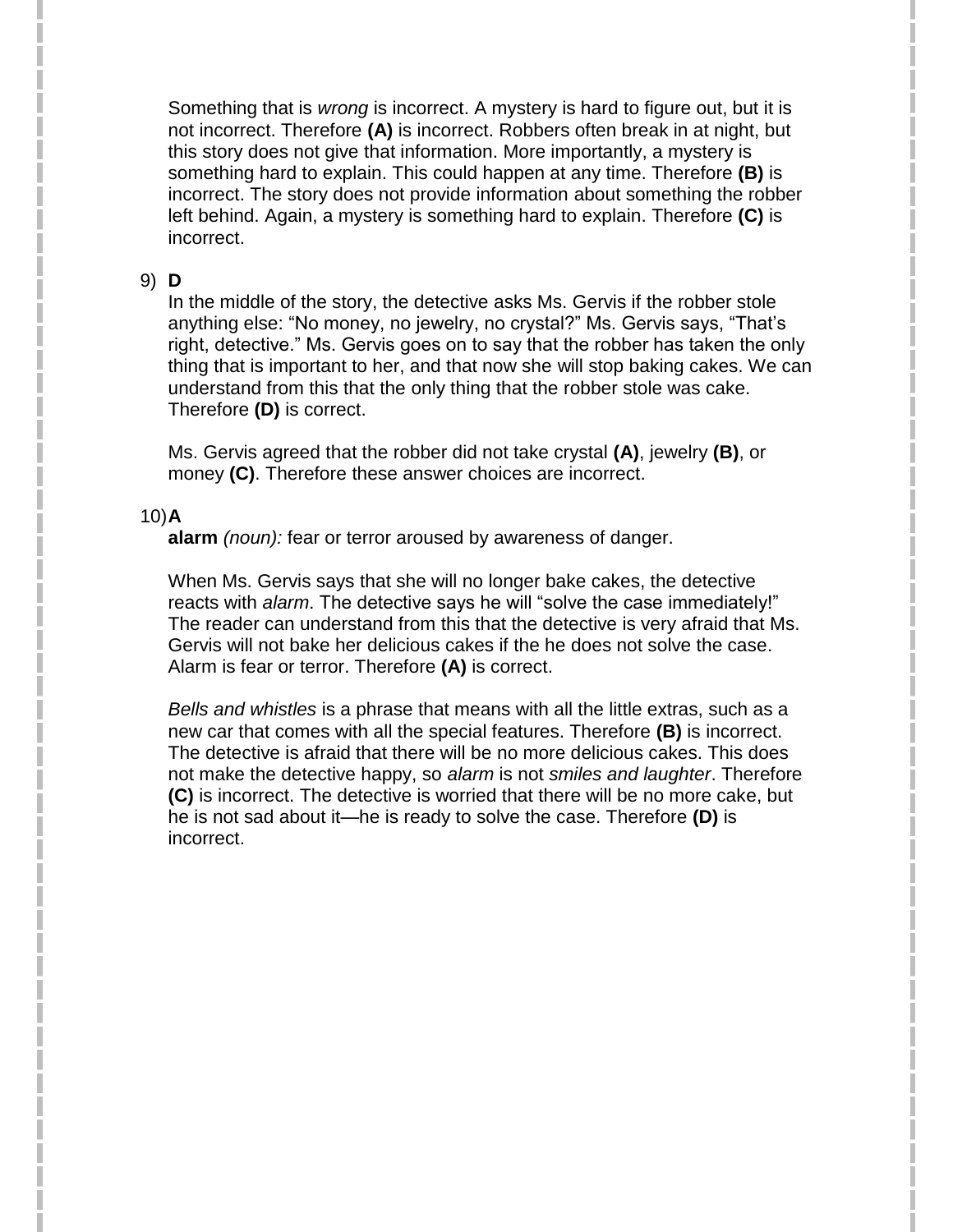Something that is *wrong* is incorrect. A mystery is hard to figure out, but it is not incorrect. Therefore **(A)** is incorrect. Robbers often break in at night, but this story does not give that information. More importantly, a mystery is something hard to explain. This could happen at any time. Therefore **(B)** is incorrect. The story does not provide information about something the robber left behind. Again, a mystery is something hard to explain. Therefore **(C)** is incorrect.

9) **D**

In the middle of the story, the detective asks Ms. Gervis if the robber stole anything else: "No money, no jewelry, no crystal?" Ms. Gervis says, "That's right, detective." Ms. Gervis goes on to say that the robber has taken the only thing that is important to her, and that now she will stop baking cakes. We can understand from this that the only thing that the robber stole was cake. Therefore **(D)** is correct.

Ms. Gervis agreed that the robber did not take crystal **(A)**, jewelry **(B)**, or money **(C)**. Therefore these answer choices are incorrect.

10) **A**

**alarm** *(noun):* fear or terror aroused by awareness of danger.

When Ms. Gervis says that she will no longer bake cakes, the detective reacts with *alarm*. The detective says he will "solve the case immediately!" The reader can understand from this that the detective is very afraid that Ms. Gervis will not bake her delicious cakes if the he does not solve the case. Alarm is fear or terror. Therefore **(A)** is correct.

*Bells and whistles* is a phrase that means with all the little extras, such as a new car that comes with all the special features. Therefore **(B)** is incorrect. The detective is afraid that there will be no more delicious cakes. This does not make the detective happy, so *alarm* is not *smiles and laughter*. Therefore **(C)** is incorrect. The detective is worried that there will be no more cake, but he is not sad about it—he is ready to solve the case. Therefore **(D)** is incorrect.